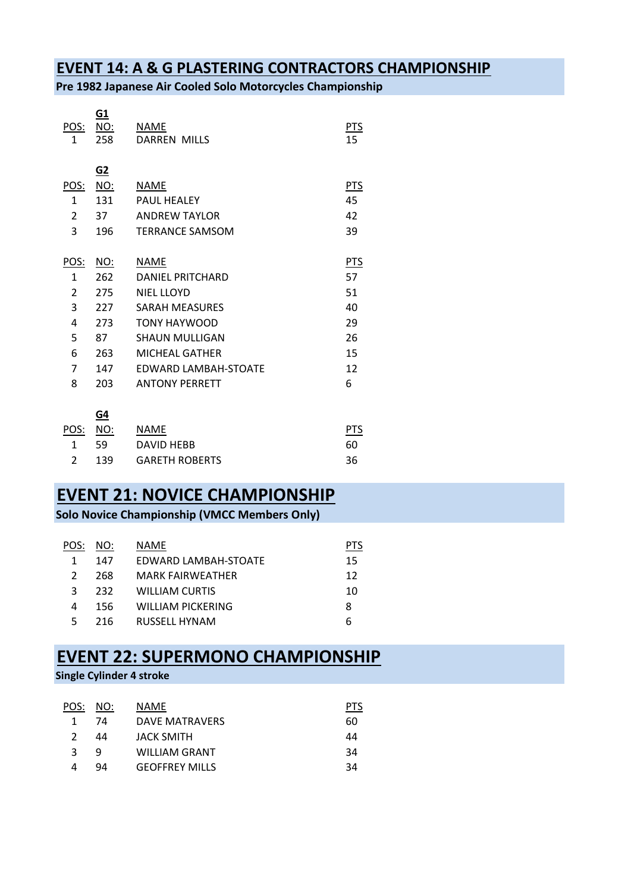## EVENT 14: A & G PLASTERING CONTRACTORS CHAMPIONSHIP

**Pre 1982 Japanese Air Cooled Solo Motorcycles Championship**

**G1**

| POS: | NO: | NAME | PTS |
|---|---|---|---|
| 1 | 258 | DARREN MILLS | 15 |

**G2**

| POS: | NO: | NAME | PTS |
|---|---|---|---|
| 1 | 131 | PAUL HEALEY | 45 |
| 2 | 37 | ANDREW TAYLOR | 42 |
| 3 | 196 | TERRANCE SAMSOM | 39 |

| POS: | NO: | NAME | PTS |
|---|---|---|---|
| 1 | 262 | DANIEL PRITCHARD | 57 |
| 2 | 275 | NIEL LLOYD | 51 |
| 3 | 227 | SARAH MEASURES | 40 |
| 4 | 273 | TONY HAYWOOD | 29 |
| 5 | 87 | SHAUN MULLIGAN | 26 |
| 6 | 263 | MICHEAL GATHER | 15 |
| 7 | 147 | EDWARD LAMBAH-STOATE | 12 |
| 8 | 203 | ANTONY PERRETT | 6 |

**G4**

| POS: | NO: | NAME | PTS |
|---|---|---|---|
| 1 | 59 | DAVID HEBB | 60 |
| 2 | 139 | GARETH ROBERTS | 36 |

## EVENT 21: NOVICE CHAMPIONSHIP

**Solo Novice Championship (VMCC Members Only)**

| POS: | NO: | NAME | PTS |
|---|---|---|---|
| 1 | 147 | EDWARD LAMBAH-STOATE | 15 |
| 2 | 268 | MARK FAIRWEATHER | 12 |
| 3 | 232 | WILLIAM CURTIS | 10 |
| 4 | 156 | WILLIAM PICKERING | 8 |
| 5 | 216 | RUSSELL HYNAM | 6 |

## EVENT 22: SUPERMONO CHAMPIONSHIP

**Single Cylinder 4 stroke**

| POS: | NO: | NAME | PTS |
|---|---|---|---|
| 1 | 74 | DAVE MATRAVERS | 60 |
| 2 | 44 | JACK SMITH | 44 |
| 3 | 9 | WILLIAM GRANT | 34 |
| 4 | 94 | GEOFFREY MILLS | 34 |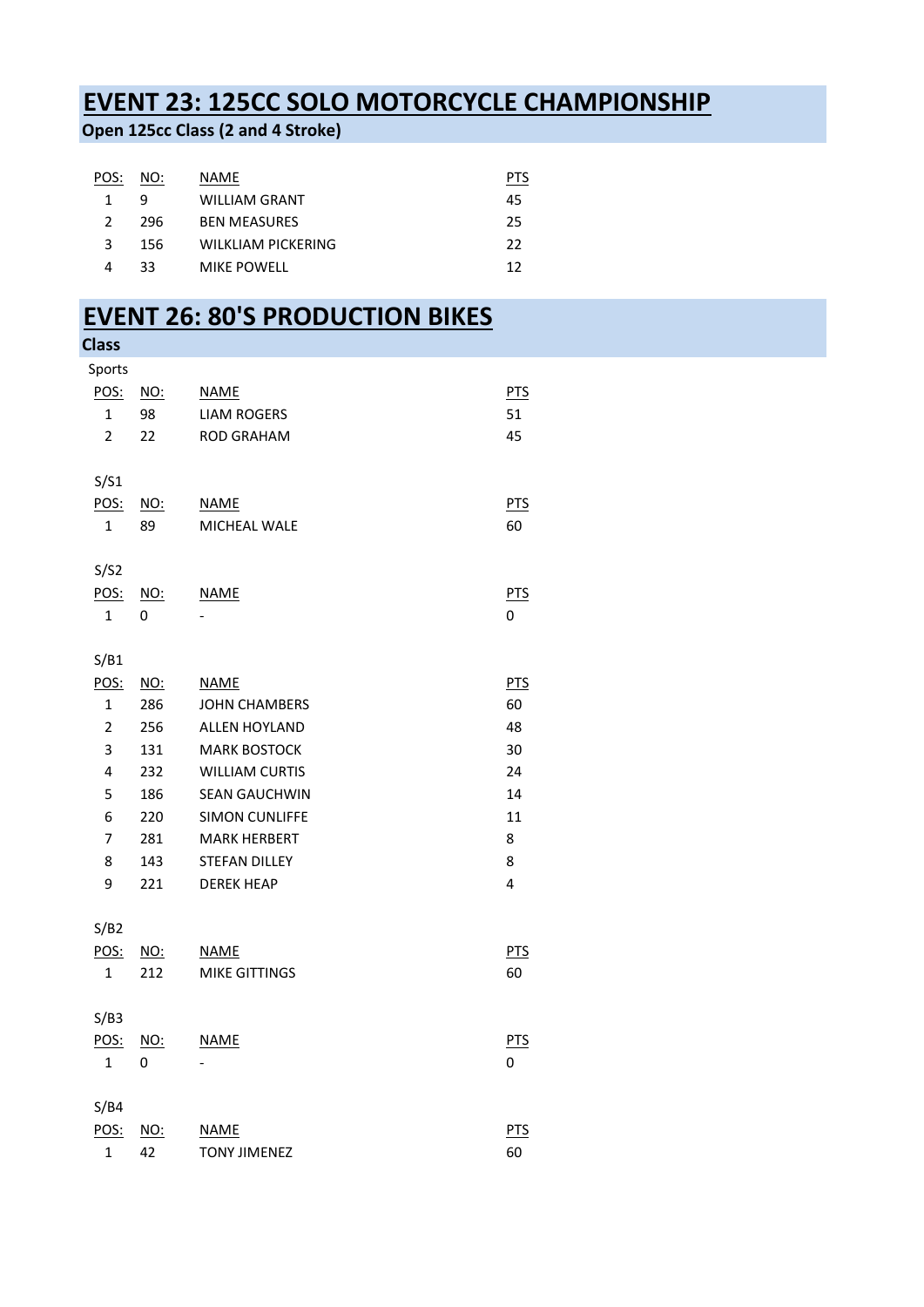# EVENT 23: 125CC SOLO MOTORCYCLE CHAMPIONSHIP

**Open 125cc Class (2 and 4 Stroke)**

| POS: | NO: | NAME | PTS |
|---|---|---|---|
| 1 | 9 | WILLIAM GRANT | 45 |
| 2 | 296 | BEN MEASURES | 25 |
| 3 | 156 | WILKLIAM PICKERING | 22 |
| 4 | 33 | MIKE POWELL | 12 |

# EVENT 26: 80'S PRODUCTION BIKES

**Class**

Sports

| POS: | NO: | NAME | PTS |
|---|---|---|---|
| 1 | 98 | LIAM ROGERS | 51 |
| 2 | 22 | ROD GRAHAM | 45 |

S/S1

| POS: | NO: | NAME | PTS |
|---|---|---|---|
| 1 | 89 | MICHEAL WALE | 60 |

S/S2

| POS: | NO: | NAME | PTS |
|---|---|---|---|
| 1 | 0 | - | 0 |

S/B1

| POS: | NO: | NAME | PTS |
|---|---|---|---|
| 1 | 286 | JOHN CHAMBERS | 60 |
| 2 | 256 | ALLEN HOYLAND | 48 |
| 3 | 131 | MARK BOSTOCK | 30 |
| 4 | 232 | WILLIAM CURTIS | 24 |
| 5 | 186 | SEAN GAUCHWIN | 14 |
| 6 | 220 | SIMON CUNLIFFE | 11 |
| 7 | 281 | MARK HERBERT | 8 |
| 8 | 143 | STEFAN DILLEY | 8 |
| 9 | 221 | DEREK HEAP | 4 |

S/B2

| POS: | NO: | NAME | PTS |
|---|---|---|---|
| 1 | 212 | MIKE GITTINGS | 60 |

S/B3

| POS: | NO: | NAME | PTS |
|---|---|---|---|
| 1 | 0 | - | 0 |

S/B4

| POS: | NO: | NAME | PTS |
|---|---|---|---|
| 1 | 42 | TONY JIMENEZ | 60 |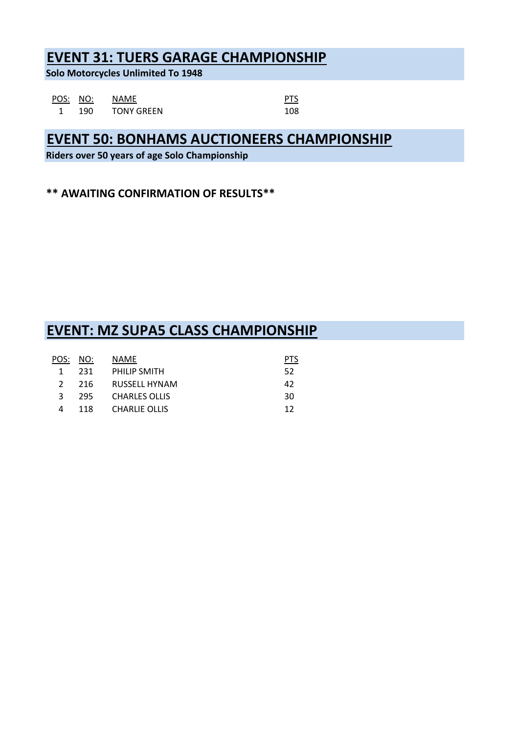## EVENT 31: TUERS GARAGE CHAMPIONSHIP

**Solo Motorcycles Unlimited To 1948**

| POS: | NO: | NAME | PTS |
|---|---|---|---|
| 1 | 190 | TONY GREEN | 108 |

## EVENT 50: BONHAMS AUCTIONEERS CHAMPIONSHIP

**Riders over 50 years of age Solo Championship**

**\*\* AWAITING CONFIRMATION OF RESULTS\*\***

## EVENT: MZ SUPA5 CLASS CHAMPIONSHIP

| POS: | NO: | NAME | PTS |
|---|---|---|---|
| 1 | 231 | PHILIP SMITH | 52 |
| 2 | 216 | RUSSELL HYNAM | 42 |
| 3 | 295 | CHARLES OLLIS | 30 |
| 4 | 118 | CHARLIE OLLIS | 12 |